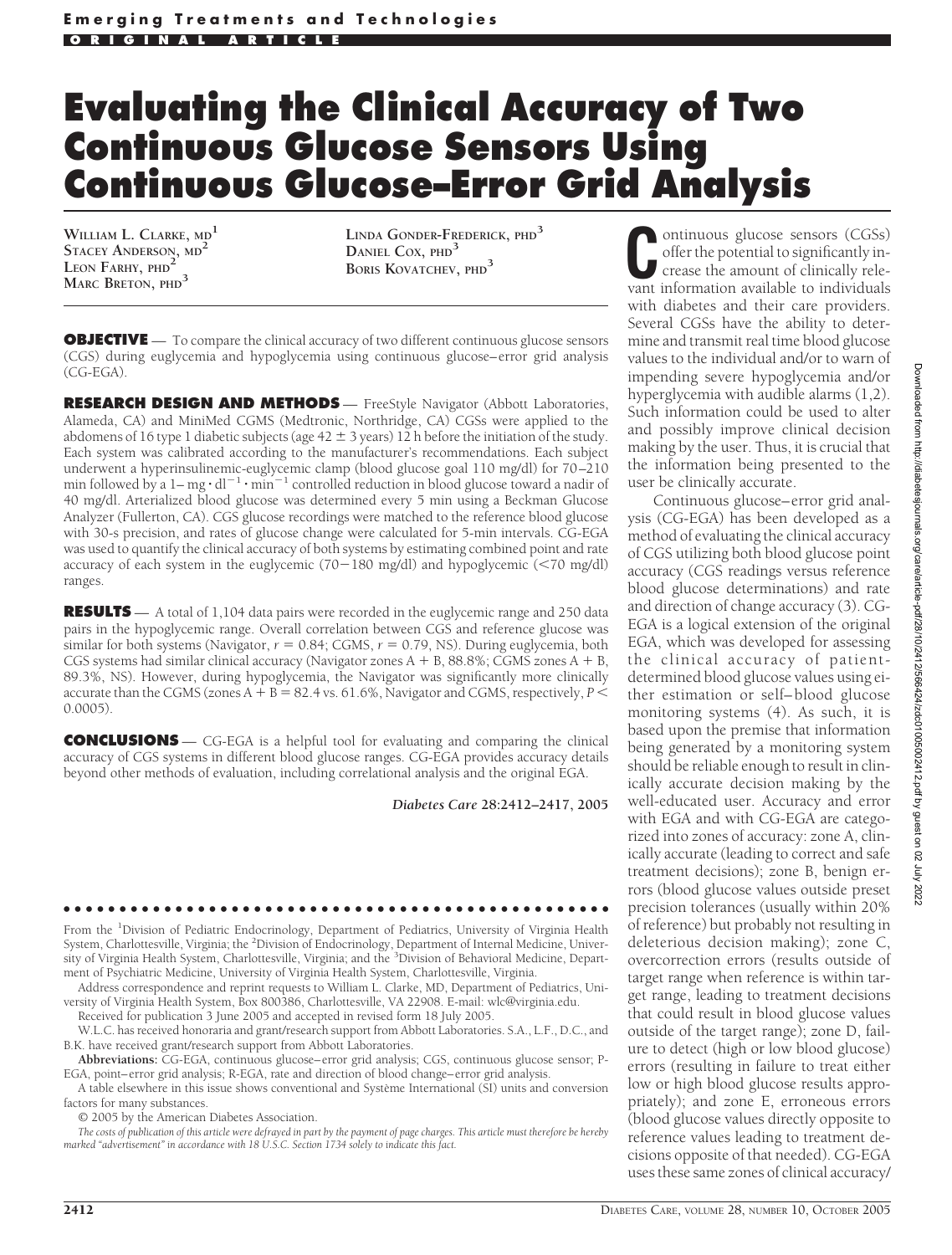**Emerging Treatments and Technologies**

**ORIGINAL ARTICLE**

# Evaluating the Clinical Accuracy of Two Continuous Glucose Sensors Using Continuous Glucose–Error Grid Analysis

William L. Clarke, md[1]
Stacey Anderson, md[2]
Leon Farhy, phd[2]
Marc Breton, phd[3]
Linda Gonder-Frederick, phd[3]
Daniel Cox, phd[3]
Boris Kovatchev, phd[3]

**OBJECTIVE** — To compare the clinical accuracy of two different continuous glucose sensors (CGS) during euglycemia and hypoglycemia using continuous glucose–error grid analysis (CG-EGA).

**RESEARCH DESIGN AND METHODS** — FreeStyle Navigator (Abbott Laboratories, Alameda, CA) and MiniMed CGMS (Medtronic, Northridge, CA) CGSs were applied to the abdomens of 16 type 1 diabetic subjects (age 42 ± 3 years) 12 h before the initiation of the study. Each system was calibrated according to the manufacturer's recommendations. Each subject underwent a hyperinsulinemic-euglycemic clamp (blood glucose goal 110 mg/dl) for 70–210 min followed by a 1– $mg \cdot dl^{-1} \cdot min^{-1}$ controlled reduction in blood glucose toward a nadir of 40 mg/dl. Arterialized blood glucose was determined every 5 min using a Beckman Glucose Analyzer (Fullerton, CA). CGS glucose recordings were matched to the reference blood glucose with 30-s precision, and rates of glucose change were calculated for 5-min intervals. CG-EGA was used to quantify the clinical accuracy of both systems by estimating combined point and rate accuracy of each system in the euglycemic (70−180 mg/dl) and hypoglycemic (<70 mg/dl) ranges.

**RESULTS** — A total of 1,104 data pairs were recorded in the euglycemic range and 250 data pairs in the hypoglycemic range. Overall correlation between CGS and reference glucose was similar for both systems (Navigator, $r = 0.84$; CGMS, $r = 0.79$, NS). During euglycemia, both CGS systems had similar clinical accuracy (Navigator zones A + B, 88.8%; CGMS zones A + B, 89.3%, NS). However, during hypoglycemia, the Navigator was significantly more clinically accurate than the CGMS (zones A + B = 82.4 vs. 61.6%, Navigator and CGMS, respectively, $P <$ 0.0005).

**CONCLUSIONS** — CG-EGA is a helpful tool for evaluating and comparing the clinical accuracy of CGS systems in different blood glucose ranges. CG-EGA provides accuracy details beyond other methods of evaluation, including correlational analysis and the original EGA.

*Diabetes Care* **28:2412–2417, 2005**

---

From the [1]Division of Pediatric Endocrinology, Department of Pediatrics, University of Virginia Health System, Charlottesville, Virginia; the [2]Division of Endocrinology, Department of Internal Medicine, University of Virginia Health System, Charlottesville, Virginia; and the [3]Division of Behavioral Medicine, Department of Psychiatric Medicine, University of Virginia Health System, Charlottesville, Virginia.

Address correspondence and reprint requests to William L. Clarke, MD, Department of Pediatrics, University of Virginia Health System, Box 800386, Charlottesville, VA 22908. E-mail: wlc@virginia.edu.

Received for publication 3 June 2005 and accepted in revised form 18 July 2005.

W.L.C. has received honoraria and grant/research support from Abbott Laboratories. S.A., L.F., D.C., and B.K. have received grant/research support from Abbott Laboratories.

**Abbreviations:** CG-EGA, continuous glucose–error grid analysis; CGS, continuous glucose sensor; P-EGA, point–error grid analysis; R-EGA, rate and direction of blood change–error grid analysis.

A table elsewhere in this issue shows conventional and Système International (SI) units and conversion factors for many substances.

© 2005 by the American Diabetes Association.

*The costs of publication of this article were defrayed in part by the payment of page charges. This article must therefore be hereby marked "advertisement" in accordance with 18 U.S.C. Section 1734 solely to indicate this fact.*

---

Continuous glucose sensors (CGSs) offer the potential to significantly increase the amount of clinically relevant information available to individuals with diabetes and their care providers. Several CGSs have the ability to determine and transmit real time blood glucose values to the individual and/or to warn of impending severe hypoglycemia and/or hyperglycemia with audible alarms (1,2). Such information could be used to alter and possibly improve clinical decision making by the user. Thus, it is crucial that the information being presented to the user be clinically accurate.

Continuous glucose–error grid analysis (CG-EGA) has been developed as a method of evaluating the clinical accuracy of CGS utilizing both blood glucose point accuracy (CGS readings versus reference blood glucose determinations) and rate and direction of change accuracy (3). CG-EGA is a logical extension of the original EGA, which was developed for assessing the clinical accuracy of patient-determined blood glucose values using either estimation or self–blood glucose monitoring systems (4). As such, it is based upon the premise that information being generated by a monitoring system should be reliable enough to result in clinically accurate decision making by the well-educated user. Accuracy and error with EGA and with CG-EGA are categorized into zones of accuracy: zone A, clinically accurate (leading to correct and safe treatment decisions); zone B, benign errors (blood glucose values outside preset precision tolerances (usually within 20% of reference) but probably not resulting in deleterious decision making); zone C, overcorrection errors (results outside of target range when reference is within target range, leading to treatment decisions that could result in blood glucose values outside of the target range); zone D, failure to detect (high or low blood glucose) errors (resulting in failure to treat either low or high blood glucose results appropriately); and zone E, erroneous errors (blood glucose values directly opposite to reference values leading to treatment decisions opposite of that needed). CG-EGA uses these same zones of clinical accuracy/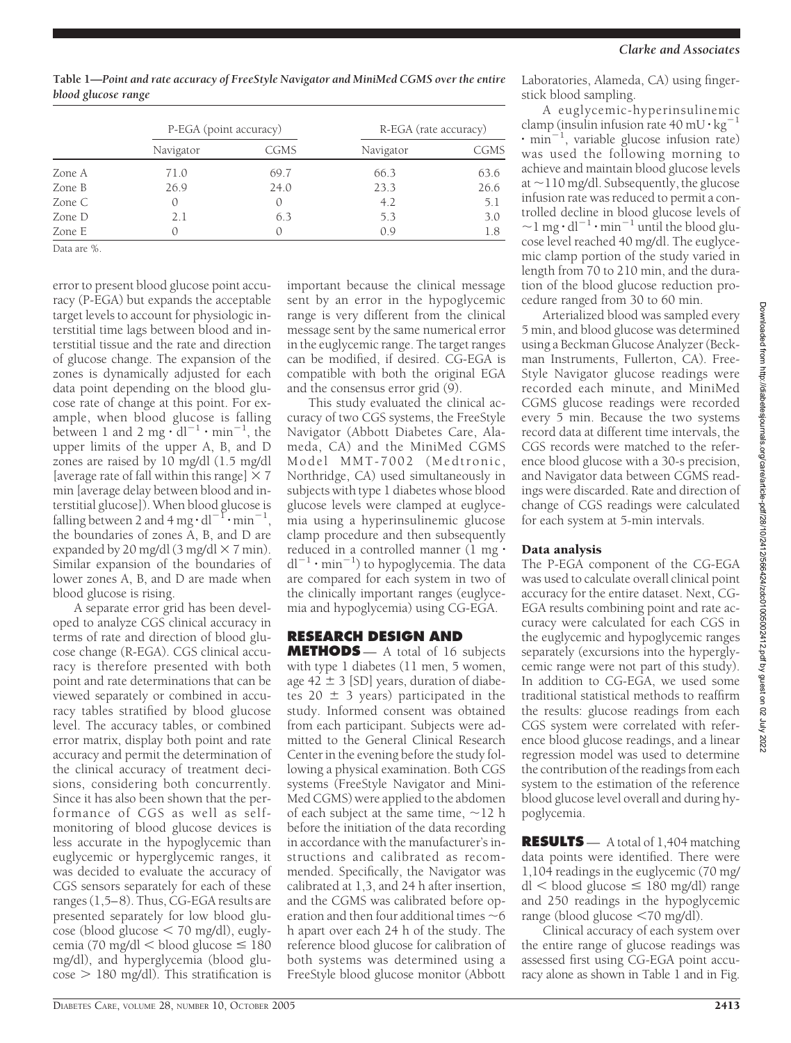**Table 1—*Point and rate accuracy of FreeStyle Navigator and MiniMed CGMS over the entire blood glucose range***

| | P-EGA (point accuracy) | | R-EGA (rate accuracy) | |
|---|---|---|---|---|
| | Navigator | CGMS | Navigator | CGMS |
| Zone A | 71.0 | 69.7 | 66.3 | 63.6 |
| Zone B | 26.9 | 24.0 | 23.3 | 26.6 |
| Zone C | 0 | 0 | 4.2 | 5.1 |
| Zone D | 2.1 | 6.3 | 5.3 | 3.0 |
| Zone E | 0 | 0 | 0.9 | 1.8 |

Data are %.

error to present blood glucose point accuracy (P-EGA) but expands the acceptable target levels to account for physiologic interstitial time lags between blood and interstitial tissue and the rate and direction of glucose change. The expansion of the zones is dynamically adjusted for each data point depending on the blood glucose rate of change at this point. For example, when blood glucose is falling between 1 and 2 $mg \cdot dl^{-1} \cdot min^{-1}$, the upper limits of the upper A, B, and D zones are raised by 10 mg/dl (1.5 mg/dl [average rate of fall within this range] $\times$ 7 min [average delay between blood and interstitial glucose]). When blood glucose is falling between 2 and 4 $mg \cdot dl^{-1} \cdot min^{-1}$, the boundaries of zones A, B, and D are expanded by 20 mg/dl (3 mg/dl $\times$ 7 min). Similar expansion of the boundaries of lower zones A, B, and D are made when blood glucose is rising.

A separate error grid has been developed to analyze CGS clinical accuracy in terms of rate and direction of blood glucose change (R-EGA). CGS clinical accuracy is therefore presented with both point and rate determinations that can be viewed separately or combined in accuracy tables stratified by blood glucose level. The accuracy tables, or combined error matrix, display both point and rate accuracy and permit the determination of the clinical accuracy of treatment decisions, considering both concurrently. Since it has also been shown that the performance of CGS as well as self-monitoring of blood glucose devices is less accurate in the hypoglycemic than euglycemic or hyperglycemic ranges, it was decided to evaluate the accuracy of CGS sensors separately for each of these ranges (1,5–8). Thus, CG-EGA results are presented separately for low blood glucose (blood glucose < 70 mg/dl), euglycemia (70 mg/dl < blood glucose ≤ 180 mg/dl), and hyperglycemia (blood glucose > 180 mg/dl). This stratification is important because the clinical message sent by an error in the hypoglycemic range is very different from the clinical message sent by the same numerical error in the euglycemic range. The target ranges can be modified, if desired. CG-EGA is compatible with both the original EGA and the consensus error grid (9).

This study evaluated the clinical accuracy of two CGS systems, the FreeStyle Navigator (Abbott Diabetes Care, Alameda, CA) and the MiniMed CGMS Model MMT-7002 (Medtronic, Northridge, CA) used simultaneously in subjects with type 1 diabetes whose blood glucose levels were clamped at euglycemia using a hyperinsulinemic glucose clamp procedure and then subsequently reduced in a controlled manner (1 $mg \cdot dl^{-1} \cdot min^{-1}$) to hypoglycemia. The data are compared for each system in two of the clinically important ranges (euglycemia and hypoglycemia) using CG-EGA.

## RESEARCH DESIGN AND METHODS

— A total of 16 subjects with type 1 diabetes (11 men, 5 women, age 42 ± 3 [SD] years, duration of diabetes 20 ± 3 years) participated in the study. Informed consent was obtained from each participant. Subjects were admitted to the General Clinical Research Center in the evening before the study following a physical examination. Both CGS systems (FreeStyle Navigator and MiniMed CGMS) were applied to the abdomen of each subject at the same time, ~12 h before the initiation of the data recording in accordance with the manufacturer's instructions and calibrated as recommended. Specifically, the Navigator was calibrated at 1,3, and 24 h after insertion, and the CGMS was calibrated before operation and then four additional times ~6 h apart over each 24 h of the study. The reference blood glucose for calibration of both systems was determined using a FreeStyle blood glucose monitor (Abbott Laboratories, Alameda, CA) using fingerstick blood sampling.

A euglycemic-hyperinsulinemic clamp (insulin infusion rate 40 $mU \cdot kg^{-1} \cdot min^{-1}$, variable glucose infusion rate) was used the following morning to achieve and maintain blood glucose levels at ~110 mg/dl. Subsequently, the glucose infusion rate was reduced to permit a controlled decline in blood glucose levels of ~1 $mg \cdot dl^{-1} \cdot min^{-1}$ until the blood glucose level reached 40 mg/dl. The euglycemic clamp portion of the study varied in length from 70 to 210 min, and the duration of the blood glucose reduction procedure ranged from 30 to 60 min.

Arterialized blood was sampled every 5 min, and blood glucose was determined using a Beckman Glucose Analyzer (Beckman Instruments, Fullerton, CA). FreeStyle Navigator glucose readings were recorded each minute, and MiniMed CGMS glucose readings were recorded every 5 min. Because the two systems record data at different time intervals, the CGS records were matched to the reference blood glucose with a 30-s precision, and Navigator data between CGMS readings were discarded. Rate and direction of change of CGS readings were calculated for each system at 5-min intervals.

### Data analysis

The P-EGA component of the CG-EGA was used to calculate overall clinical point accuracy for the entire dataset. Next, CG-EGA results combining point and rate accuracy were calculated for each CGS in the euglycemic and hypoglycemic ranges separately (excursions into the hyperglycemic range were not part of this study). In addition to CG-EGA, we used some traditional statistical methods to reaffirm the results: glucose readings from each CGS system were correlated with reference blood glucose readings, and a linear regression model was used to determine the contribution of the readings from each system to the estimation of the reference blood glucose level overall and during hypoglycemia.

## RESULTS

— A total of 1,404 matching data points were identified. There were 1,104 readings in the euglycemic (70 mg/dl < blood glucose ≤ 180 mg/dl) range and 250 readings in the hypoglycemic range (blood glucose <70 mg/dl).

Clinical accuracy of each system over the entire range of glucose readings was assessed first using CG-EGA point accuracy alone as shown in Table 1 and in Fig.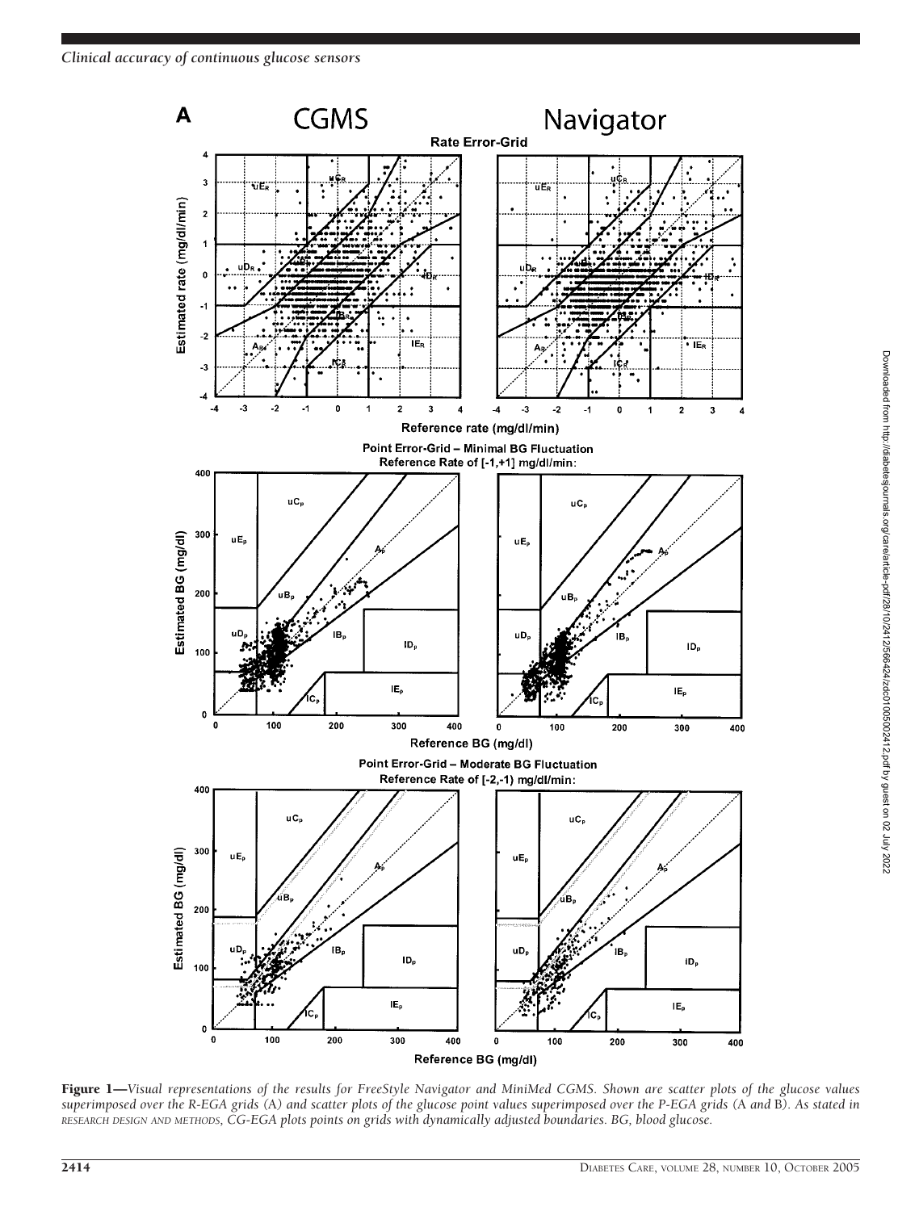**Figure 1**—*Visual representations of the results for FreeStyle Navigator and MiniMed CGMS. Shown are scatter plots of the glucose values superimposed over the R-EGA grids (A) and scatter plots of the glucose point values superimposed over the P-EGA grids (A and B). As stated in* RESEARCH DESIGN AND METHODS, *CG-EGA plots points on grids with dynamically adjusted boundaries. BG, blood glucose.*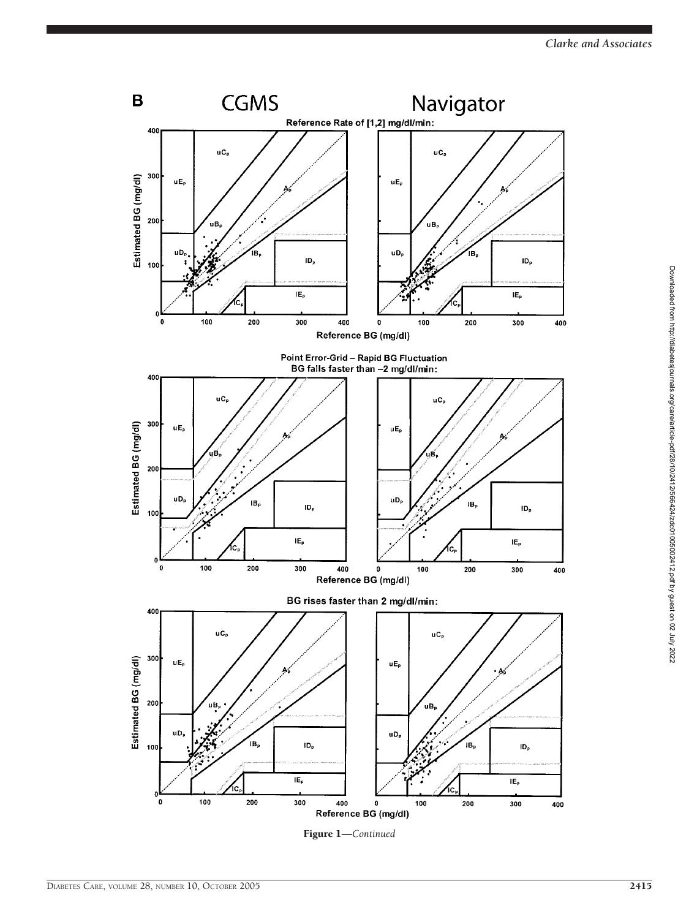B

CGMS Navigator

Reference Rate of [1,2] mg/dl/min:

Point Error-Grid – Rapid BG Fluctuation
BG falls faster than –2 mg/dl/min:

BG rises faster than 2 mg/dl/min:

**Figure 1**—*Continued*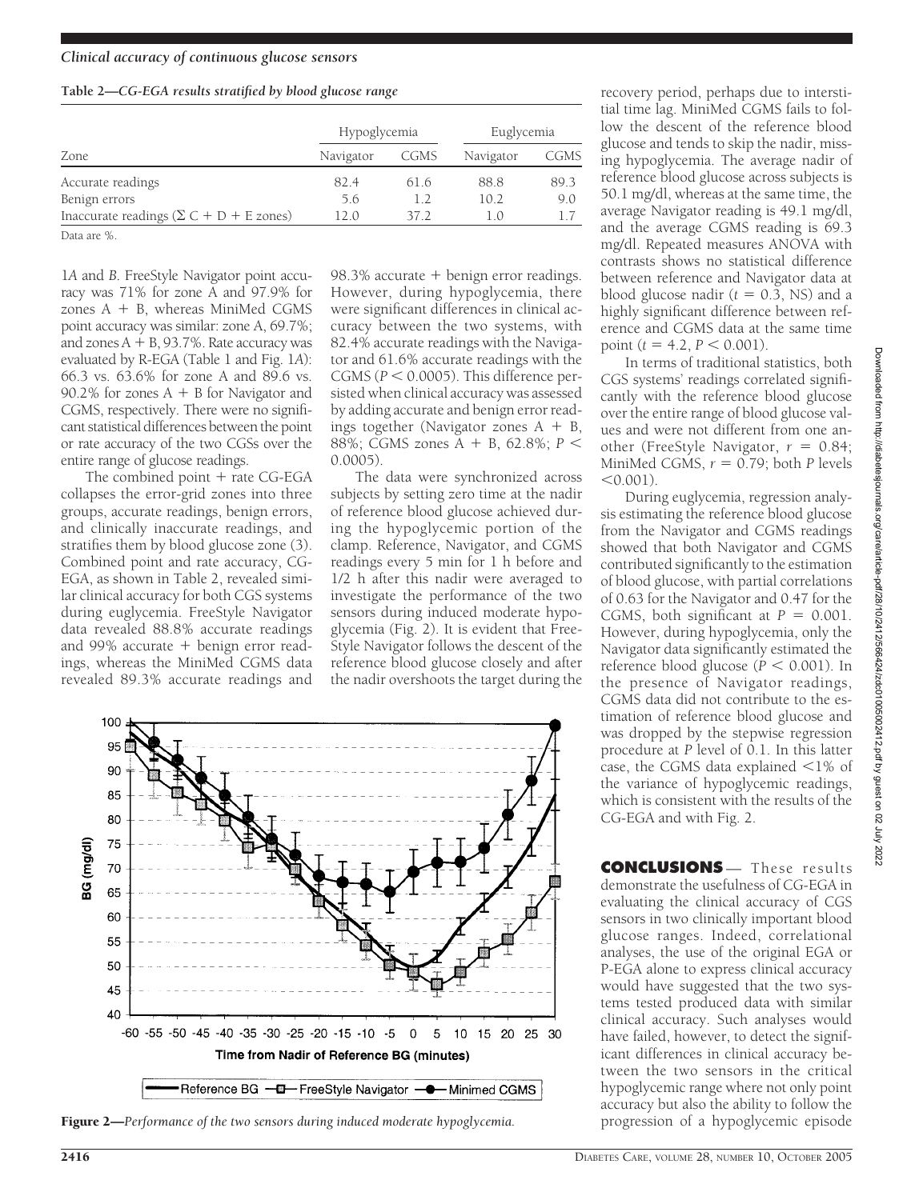**Table 2—CG-EGA results stratified by blood glucose range**

| Zone | Hypoglycemia | | Euglycemia | |
|---|---|---|---|---|
| | Navigator | CGMS | Navigator | CGMS |
| Accurate readings | 82.4 | 61.6 | 88.8 | 89.3 |
| Benign errors | 5.6 | 1.2 | 10.2 | 9.0 |
| Inaccurate readings ($\Sigma$ C + D + E zones) | 12.0 | 37.2 | 1.0 | 1.7 |

Data are %.

1*A* and *B*. FreeStyle Navigator point accuracy was 71% for zone A and 97.9% for zones A + B, whereas MiniMed CGMS point accuracy was similar: zone A, 69.7%; and zones A + B, 93.7%. Rate accuracy was evaluated by R-EGA (Table 1 and Fig. 1*A*): 66.3 vs. 63.6% for zone A and 89.6 vs. 90.2% for zones A + B for Navigator and CGMS, respectively. There were no significant statistical differences between the point or rate accuracy of the two CGSs over the entire range of glucose readings.

The combined point + rate CG-EGA collapses the error-grid zones into three groups, accurate readings, benign errors, and clinically inaccurate readings, and stratifies them by blood glucose zone (3). Combined point and rate accuracy, CG-EGA, as shown in Table 2, revealed similar clinical accuracy for both CGS systems during euglycemia. FreeStyle Navigator data revealed 88.8% accurate readings and 99% accurate + benign error readings, whereas the MiniMed CGMS data revealed 89.3% accurate readings and 98.3% accurate + benign error readings. However, during hypoglycemia, there were significant differences in clinical accuracy between the two systems, with 82.4% accurate readings with the Navigator and 61.6% accurate readings with the CGMS ($P < 0.0005$). This difference persisted when clinical accuracy was assessed by adding accurate and benign error readings together (Navigator zones A + B, 88%; CGMS zones A + B, 62.8%; $P < 0.0005$).

The data were synchronized across subjects by setting zero time at the nadir of reference blood glucose achieved during the hypoglycemic portion of the clamp. Reference, Navigator, and CGMS readings every 5 min for 1 h before and 1/2 h after this nadir were averaged to investigate the performance of the two sensors during induced moderate hypoglycemia (Fig. 2). It is evident that FreeStyle Navigator follows the descent of the reference blood glucose closely and after the nadir overshoots the target during the recovery period, perhaps due to interstitial time lag. MiniMed CGMS fails to follow the descent of the reference blood glucose and tends to skip the nadir, missing hypoglycemia. The average nadir of reference blood glucose across subjects is 50.1 mg/dl, whereas at the same time, the average Navigator reading is 49.1 mg/dl, and the average CGMS reading is 69.3 mg/dl. Repeated measures ANOVA with contrasts shows no statistical difference between reference and Navigator data at blood glucose nadir ($t = 0.3$, NS) and a highly significant difference between reference and CGMS data at the same time point ($t = 4.2$, $P < 0.001$).

In terms of traditional statistics, both CGS systems' readings correlated significantly with the reference blood glucose over the entire range of blood glucose values and were not different from one another (FreeStyle Navigator, $r = 0.84$; MiniMed CGMS, $r = 0.79$; both $P$ levels $<0.001$).

During euglycemia, regression analysis estimating the reference blood glucose from the Navigator and CGMS readings showed that both Navigator and CGMS contributed significantly to the estimation of blood glucose, with partial correlations of 0.63 for the Navigator and 0.47 for the CGMS, both significant at $P = 0.001$. However, during hypoglycemia, only the Navigator data significantly estimated the reference blood glucose ($P < 0.001$). In the presence of Navigator readings, CGMS data did not contribute to the estimation of reference blood glucose and was dropped by the stepwise regression procedure at $P$ level of 0.1. In this latter case, the CGMS data explained <1% of the variance of hypoglycemic readings, which is consistent with the results of the CG-EGA and with Fig. 2.

**Figure 2**—*Performance of the two sensors during induced moderate hypoglycemia.*

## CONCLUSIONS

These results demonstrate the usefulness of CG-EGA in evaluating the clinical accuracy of CGS sensors in two clinically important blood glucose ranges. Indeed, correlational analyses, the use of the original EGA or P-EGA alone to express clinical accuracy would have suggested that the two systems tested produced data with similar clinical accuracy. Such analyses would have failed, however, to detect the significant differences in clinical accuracy between the two sensors in the critical hypoglycemic range where not only point accuracy but also the ability to follow the progression of a hypoglycemic episode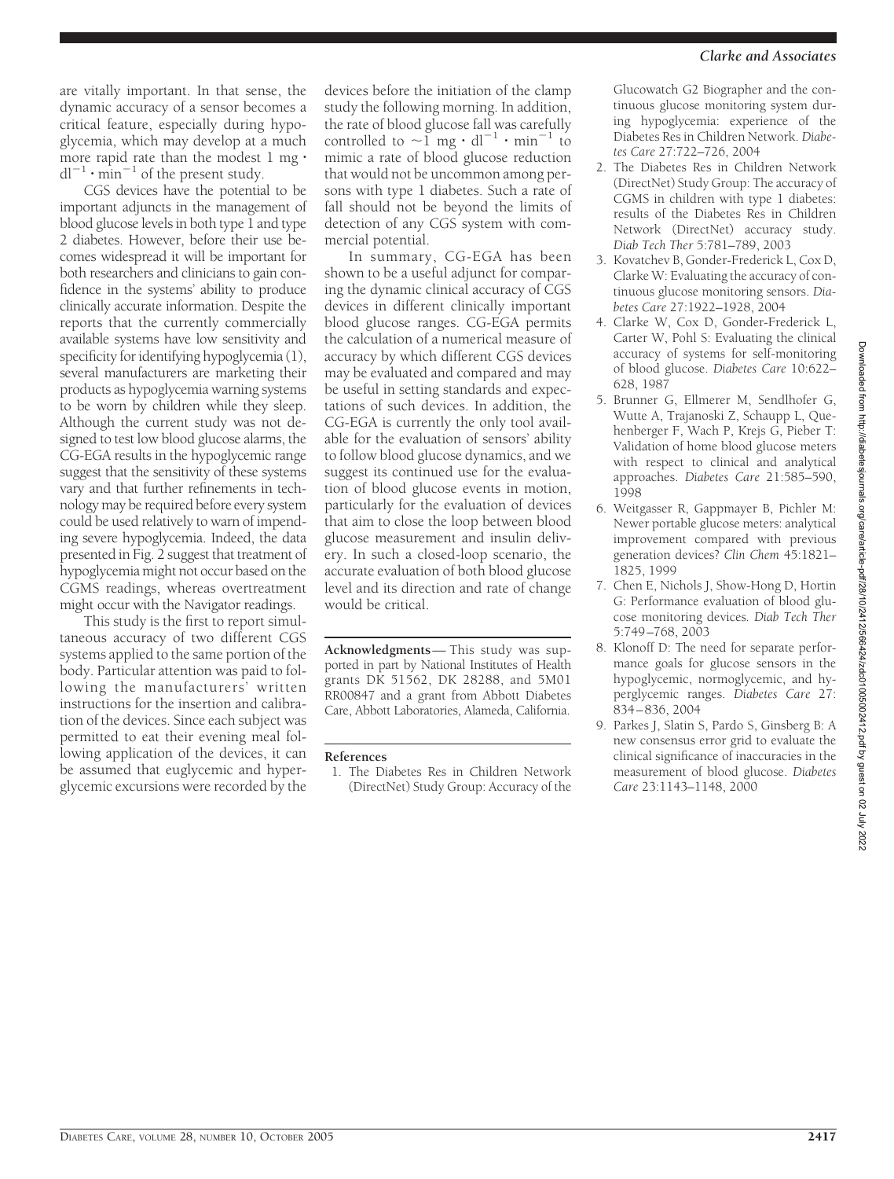are vitally important. In that sense, the dynamic accuracy of a sensor becomes a critical feature, especially during hypoglycemia, which may develop at a much more rapid rate than the modest 1 $mg \cdot dl^{-1} \cdot min^{-1}$ of the present study.

CGS devices have the potential to be important adjuncts in the management of blood glucose levels in both type 1 and type 2 diabetes. However, before their use becomes widespread it will be important for both researchers and clinicians to gain confidence in the systems' ability to produce clinically accurate information. Despite the reports that the currently commercially available systems have low sensitivity and specificity for identifying hypoglycemia (1), several manufacturers are marketing their products as hypoglycemia warning systems to be worn by children while they sleep. Although the current study was not designed to test low blood glucose alarms, the CG-EGA results in the hypoglycemic range suggest that the sensitivity of these systems vary and that further refinements in technology may be required before every system could be used relatively to warn of impending severe hypoglycemia. Indeed, the data presented in Fig. 2 suggest that treatment of hypoglycemia might not occur based on the CGMS readings, whereas overtreatment might occur with the Navigator readings.

This study is the first to report simultaneous accuracy of two different CGS systems applied to the same portion of the body. Particular attention was paid to following the manufacturers' written instructions for the insertion and calibration of the devices. Since each subject was permitted to eat their evening meal following application of the devices, it can be assumed that euglycemic and hyperglycemic excursions were recorded by the devices before the initiation of the clamp study the following morning. In addition, the rate of blood glucose fall was carefully controlled to $\sim 1$ $mg \cdot dl^{-1} \cdot min^{-1}$ to mimic a rate of blood glucose reduction that would not be uncommon among persons with type 1 diabetes. Such a rate of fall should not be beyond the limits of detection of any CGS system with commercial potential.

In summary, CG-EGA has been shown to be a useful adjunct for comparing the dynamic clinical accuracy of CGS devices in different clinically important blood glucose ranges. CG-EGA permits the calculation of a numerical measure of accuracy by which different CGS devices may be evaluated and compared and may be useful in setting standards and expectations of such devices. In addition, the CG-EGA is currently the only tool available for the evaluation of sensors' ability to follow blood glucose dynamics, and we suggest its continued use for the evaluation of blood glucose events in motion, particularly for the evaluation of devices that aim to close the loop between blood glucose measurement and insulin delivery. In such a closed-loop scenario, the accurate evaluation of both blood glucose level and its direction and rate of change would be critical.

**Acknowledgments**— This study was supported in part by National Institutes of Health grants DK 51562, DK 28288, and 5M01 RR00847 and a grant from Abbott Diabetes Care, Abbott Laboratories, Alameda, California.

## References

1. The Diabetes Res in Children Network (DirectNet) Study Group: Accuracy of the Glucowatch G2 Biographer and the continuous glucose monitoring system during hypoglycemia: experience of the Diabetes Res in Children Network. *Diabetes Care* 27:722–726, 2004
2. The Diabetes Res in Children Network (DirectNet) Study Group: The accuracy of CGMS in children with type 1 diabetes: results of the Diabetes Res in Children Network (DirectNet) accuracy study. *Diab Tech Ther* 5:781–789, 2003
3. Kovatchev B, Gonder-Frederick L, Cox D, Clarke W: Evaluating the accuracy of continuous glucose monitoring sensors. *Diabetes Care* 27:1922–1928, 2004
4. Clarke W, Cox D, Gonder-Frederick L, Carter W, Pohl S: Evaluating the clinical accuracy of systems for self-monitoring of blood glucose. *Diabetes Care* 10:622–628, 1987
5. Brunner G, Ellmerer M, Sendlhofer G, Wutte A, Trajanoski Z, Schaupp L, Quehenberger F, Wach P, Krejs G, Pieber T: Validation of home blood glucose meters with respect to clinical and analytical approaches. *Diabetes Care* 21:585–590, 1998
6. Weitgasser R, Gappmayer B, Pichler M: Newer portable glucose meters: analytical improvement compared with previous generation devices? *Clin Chem* 45:1821–1825, 1999
7. Chen E, Nichols J, Show-Hong D, Hortin G: Performance evaluation of blood glucose monitoring devices. *Diab Tech Ther* 5:749–768, 2003
8. Klonoff D: The need for separate performance goals for glucose sensors in the hypoglycemic, normoglycemic, and hyperglycemic ranges. *Diabetes Care* 27:834–836, 2004
9. Parkes J, Slatin S, Pardo S, Ginsberg B: A new consensus error grid to evaluate the clinical significance of inaccuracies in the measurement of blood glucose. *Diabetes Care* 23:1143–1148, 2000